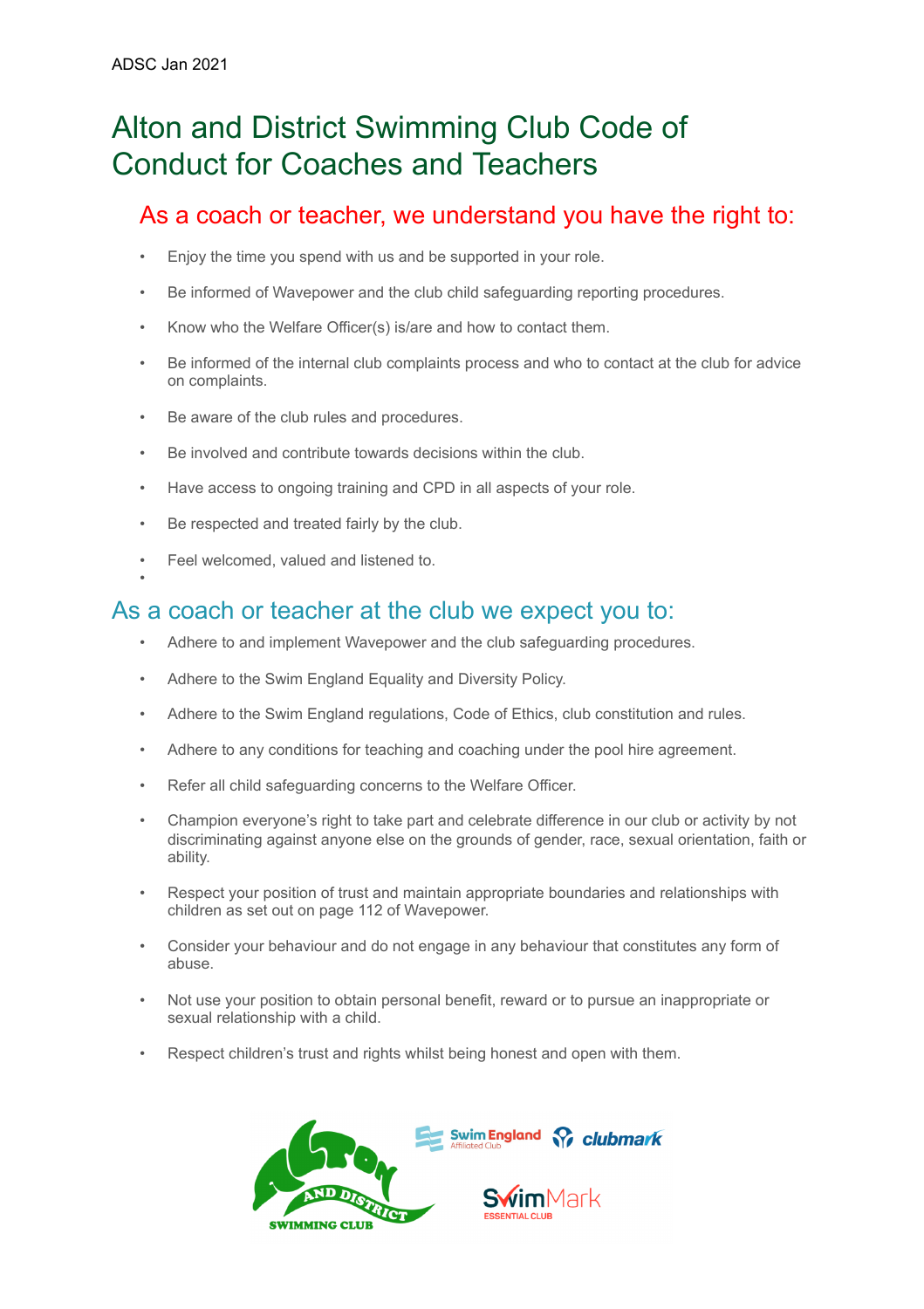ADSC Jan 2021

# Alton and District Swimming Club Code of Conduct for Coaches and Teachers

## As a coach or teacher, we understand you have the right to:

- Enjoy the time you spend with us and be supported in your role.
- Be informed of Wavepower and the club child safeguarding reporting procedures.
- Know who the Welfare Officer(s) is/are and how to contact them.
- Be informed of the internal club complaints process and who to contact at the club for advice on complaints.
- Be aware of the club rules and procedures.
- Be involved and contribute towards decisions within the club.
- Have access to ongoing training and CPD in all aspects of your role.
- Be respected and treated fairly by the club.
- Feel welcomed, valued and listened to.

## As a coach or teacher at the club we expect you to:

- Adhere to and implement Wavepower and the club safeguarding procedures.
- Adhere to the Swim England Equality and Diversity Policy.
- Adhere to the Swim England regulations, Code of Ethics, club constitution and rules.
- Adhere to any conditions for teaching and coaching under the pool hire agreement.
- Refer all child safeguarding concerns to the Welfare Officer.
- Champion everyone's right to take part and celebrate difference in our club or activity by not discriminating against anyone else on the grounds of gender, race, sexual orientation, faith or ability.
- Respect your position of trust and maintain appropriate boundaries and relationships with children as set out on page 112 of Wavepower.
- Consider your behaviour and do not engage in any behaviour that constitutes any form of abuse.
- Not use your position to obtain personal benefit, reward or to pursue an inappropriate or sexual relationship with a child.
- Respect children's trust and rights whilst being honest and open with them.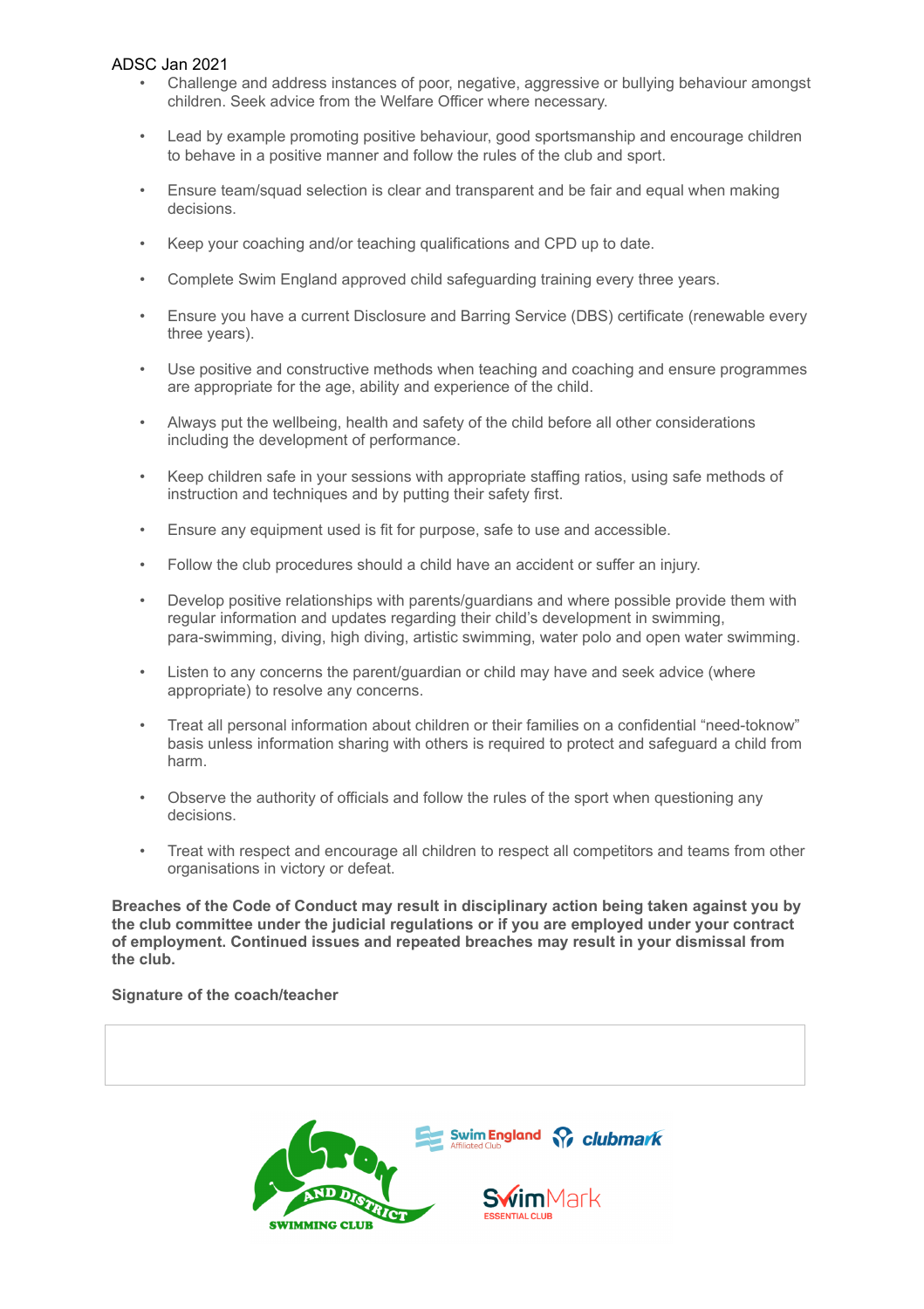- Challenge and address instances of poor, negative, aggressive or bullying behaviour amongst children. Seek advice from the Welfare Officer where necessary.

- Lead by example promoting positive behaviour, good sportsmanship and encourage children to behave in a positive manner and follow the rules of the club and sport.

- Ensure team/squad selection is clear and transparent and be fair and equal when making decisions.

- Keep your coaching and/or teaching qualifications and CPD up to date.

- Complete Swim England approved child safeguarding training every three years.

- Ensure you have a current Disclosure and Barring Service (DBS) certificate (renewable every three years).

- Use positive and constructive methods when teaching and coaching and ensure programmes are appropriate for the age, ability and experience of the child.

- Always put the wellbeing, health and safety of the child before all other considerations including the development of performance.

- Keep children safe in your sessions with appropriate staffing ratios, using safe methods of instruction and techniques and by putting their safety first.

- Ensure any equipment used is fit for purpose, safe to use and accessible.

- Follow the club procedures should a child have an accident or suffer an injury.

- Develop positive relationships with parents/guardians and where possible provide them with regular information and updates regarding their child's development in swimming, para-swimming, diving, high diving, artistic swimming, water polo and open water swimming.

- Listen to any concerns the parent/guardian or child may have and seek advice (where appropriate) to resolve any concerns.

- Treat all personal information about children or their families on a confidential "need-toknow" basis unless information sharing with others is required to protect and safeguard a child from harm.

- Observe the authority of officials and follow the rules of the sport when questioning any decisions.

- Treat with respect and encourage all children to respect all competitors and teams from other organisations in victory or defeat.

**Breaches of the Code of Conduct may result in disciplinary action being taken against you by the club committee under the judicial regulations or if you are employed under your contract of employment. Continued issues and repeated breaches may result in your dismissal from the club.**

**Signature of the coach/teacher**

| |
|---|
| |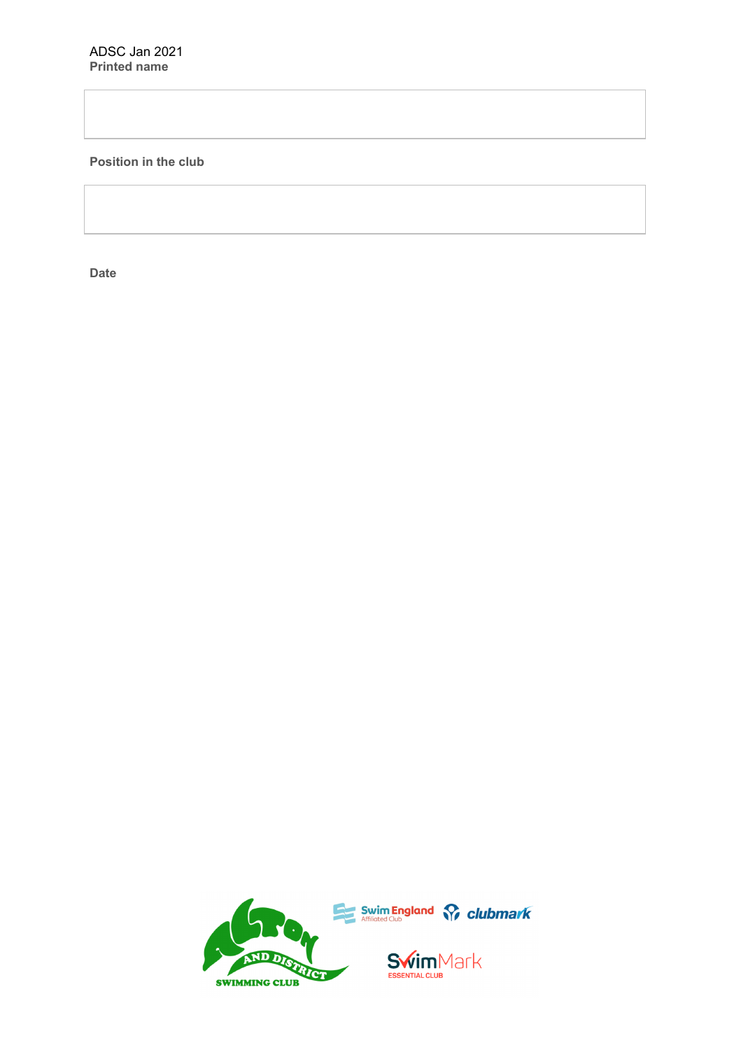ADSC Jan 2021

**Printed name**

**Position in the club**

**Date**